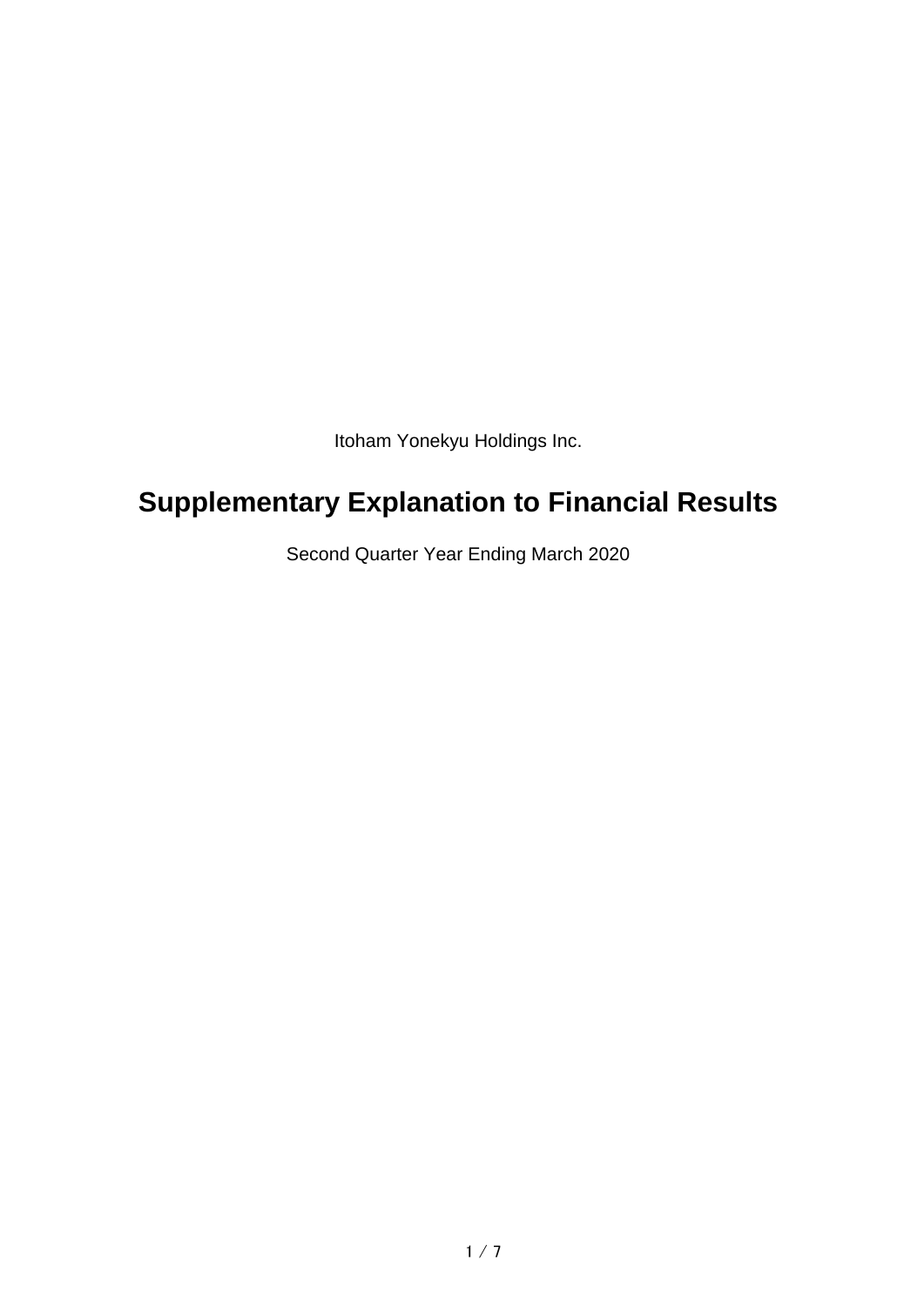Itoham Yonekyu Holdings Inc.

# Supplementary Explanation to Financial Results

Second Quarter Year Ending March 2020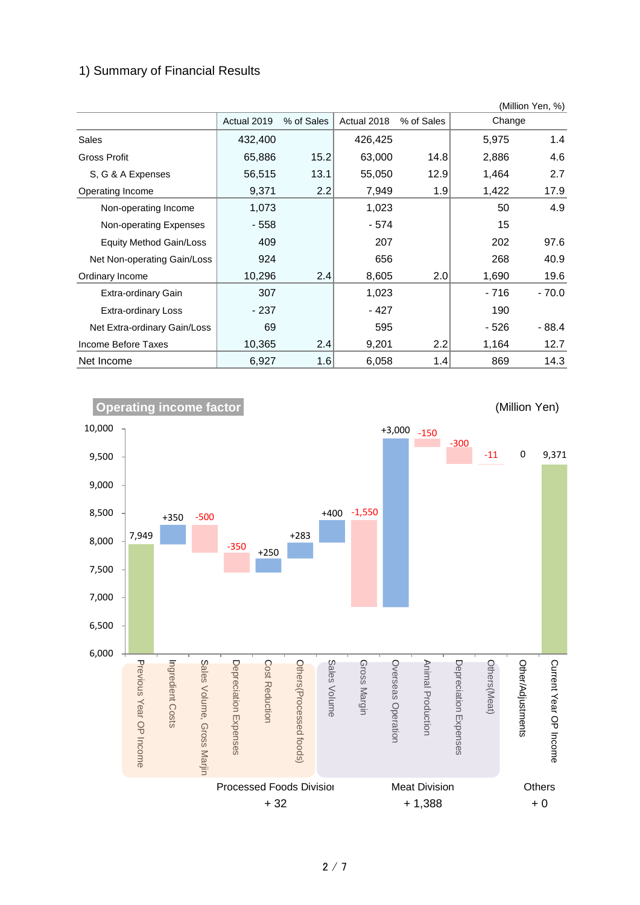### 1) Summary of Financial Results

(Million Yen, %)

| | Actual 2019 | % of Sales | Actual 2018 | % of Sales | Change | |
|---|---|---|---|---|---|---|
| Sales | 432,400 | | 426,425 | | 5,975 | 1.4 |
| Gross Profit | 65,886 | 15.2 | 63,000 | 14.8 | 2,886 | 4.6 |
| S, G & A Expenses | 56,515 | 13.1 | 55,050 | 12.9 | 1,464 | 2.7 |
| Operating Income | 9,371 | 2.2 | 7,949 | 1.9 | 1,422 | 17.9 |
| Non-operating Income | 1,073 | | 1,023 | | 50 | 4.9 |
| Non-operating Expenses | - 558 | | - 574 | | 15 | |
| Equity Method Gain/Loss | 409 | | 207 | | 202 | 97.6 |
| Net Non-operating Gain/Loss | 924 | | 656 | | 268 | 40.9 |
| Ordinary Income | 10,296 | 2.4 | 8,605 | 2.0 | 1,690 | 19.6 |
| Extra-ordinary Gain | 307 | | 1,023 | | - 716 | - 70.0 |
| Extra-ordinary Loss | - 237 | | - 427 | | 190 | |
| Net Extra-ordinary Gain/Loss | 69 | | 595 | | - 526 | - 88.4 |
| Income Before Taxes | 10,365 | 2.4 | 9,201 | 2.2 | 1,164 | 12.7 |
| Net Income | 6,927 | 1.6 | 6,058 | 1.4 | 869 | 14.3 |

**Operating income factor**

(Million Yen)

| Item | Amount |
|---|---|
| Previous Year OP Income | 7,949 |
| Ingredient Costs | +350 |
| Sales Volume, Gross Margin | -500 |
| Depreciation Expenses | -350 |
| Cost Reduction | +250 |
| Others(Processed foods) | +283 |
| Sales Volume | +400 |
| Gross Margin | -1,550 |
| Overseas Operation | +3,000 |
| Animal Production | -150 |
| Depreciation Expenses | -300 |
| Others(Meat) | -11 |
| Other/Adjustments | 0 |
| Current Year OP Income | 9,371 |

Processed Foods Division + 32

Meat Division + 1,388

Others + 0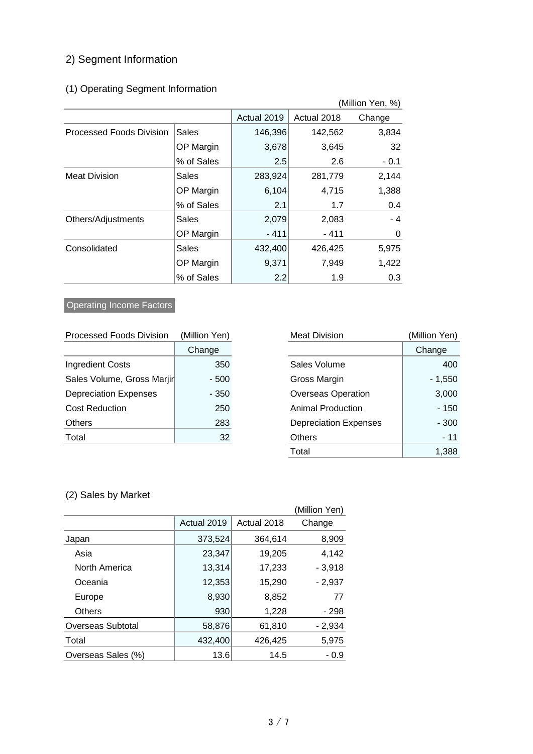## 2) Segment Information

### (1) Operating Segment Information

(Million Yen, %)

| | | Actual 2019 | Actual 2018 | Change |
|---|---|---|---|---|
| Processed Foods Division | Sales | 146,396 | 142,562 | 3,834 |
| | OP Margin | 3,678 | 3,645 | 32 |
| | % of Sales | 2.5 | 2.6 | - 0.1 |
| Meat Division | Sales | 283,924 | 281,779 | 2,144 |
| | OP Margin | 6,104 | 4,715 | 1,388 |
| | % of Sales | 2.1 | 1.7 | 0.4 |
| Others/Adjustments | Sales | 2,079 | 2,083 | - 4 |
| | OP Margin | - 411 | - 411 | 0 |
| Consolidated | Sales | 432,400 | 426,425 | 5,975 |
| | OP Margin | 9,371 | 7,949 | 1,422 |
| | % of Sales | 2.2 | 1.9 | 0.3 |

**Operating Income Factors**

Processed Foods Division (Million Yen)

| | Change |
|---|---|
| Ingredient Costs | 350 |
| Sales Volume, Gross Marjin | - 500 |
| Depreciation Expenses | - 350 |
| Cost Reduction | 250 |
| Others | 283 |
| Total | 32 |

Meat Division (Million Yen)

| | Change |
|---|---|
| Sales Volume | 400 |
| Gross Margin | - 1,550 |
| Overseas Operation | 3,000 |
| Animal Production | - 150 |
| Depreciation Expenses | - 300 |
| Others | - 11 |
| Total | 1,388 |

### (2) Sales by Market

(Million Yen)

| | Actual 2019 | Actual 2018 | Change |
|---|---|---|---|
| Japan | 373,524 | 364,614 | 8,909 |
| Asia | 23,347 | 19,205 | 4,142 |
| North America | 13,314 | 17,233 | - 3,918 |
| Oceania | 12,353 | 15,290 | - 2,937 |
| Europe | 8,930 | 8,852 | 77 |
| Others | 930 | 1,228 | - 298 |
| Overseas Subtotal | 58,876 | 61,810 | - 2,934 |
| Total | 432,400 | 426,425 | 5,975 |
| Overseas Sales (%) | 13.6 | 14.5 | - 0.9 |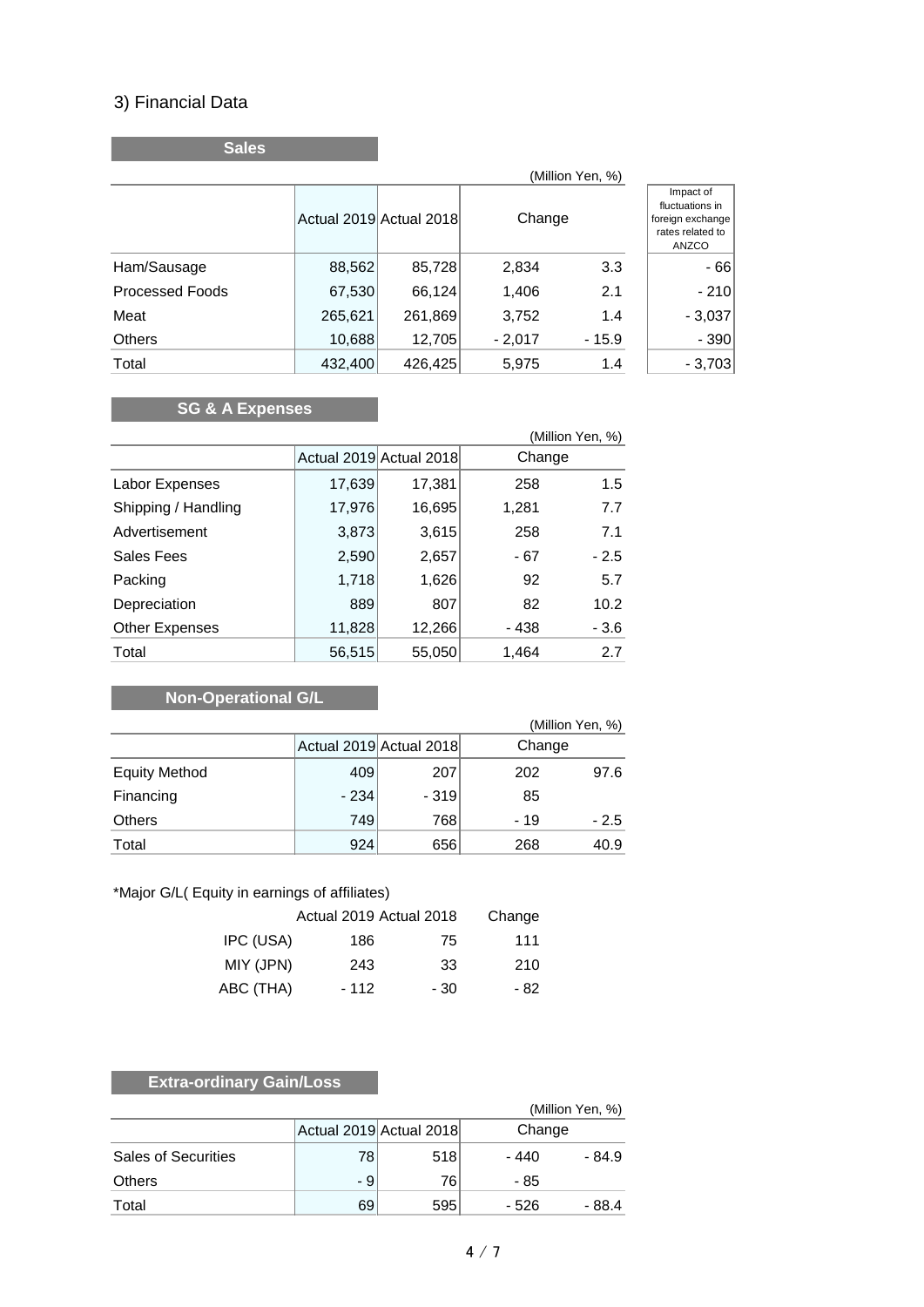### 3) Financial Data

**Sales**

(Million Yen, %)

| | Actual 2019 | Actual 2018 | Change | | Impact of fluctuations in foreign exchange rates related to ANZCO |
|---|---|---|---|---|---|
| Ham/Sausage | 88,562 | 85,728 | 2,834 | 3.3 | - 66 |
| Processed Foods | 67,530 | 66,124 | 1,406 | 2.1 | - 210 |
| Meat | 265,621 | 261,869 | 3,752 | 1.4 | - 3,037 |
| Others | 10,688 | 12,705 | - 2,017 | - 15.9 | - 390 |
| Total | 432,400 | 426,425 | 5,975 | 1.4 | - 3,703 |

**SG & A Expenses**

(Million Yen, %)

| | Actual 2019 | Actual 2018 | Change | |
|---|---|---|---|---|
| Labor Expenses | 17,639 | 17,381 | 258 | 1.5 |
| Shipping / Handling | 17,976 | 16,695 | 1,281 | 7.7 |
| Advertisement | 3,873 | 3,615 | 258 | 7.1 |
| Sales Fees | 2,590 | 2,657 | - 67 | - 2.5 |
| Packing | 1,718 | 1,626 | 92 | 5.7 |
| Depreciation | 889 | 807 | 82 | 10.2 |
| Other Expenses | 11,828 | 12,266 | - 438 | - 3.6 |
| Total | 56,515 | 55,050 | 1,464 | 2.7 |

**Non-Operational G/L**

(Million Yen, %)

| | Actual 2019 | Actual 2018 | Change | |
|---|---|---|---|---|
| Equity Method | 409 | 207 | 202 | 97.6 |
| Financing | - 234 | - 319 | 85 | |
| Others | 749 | 768 | - 19 | - 2.5 |
| Total | 924 | 656 | 268 | 40.9 |

*Major G/L( Equity in earnings of affiliates)

| | Actual 2019 | Actual 2018 | Change |
|---|---|---|---|
| IPC (USA) | 186 | 75 | 111 |
| MIY (JPN) | 243 | 33 | 210 |
| ABC (THA) | - 112 | - 30 | - 82 |

**Extra-ordinary Gain/Loss**

(Million Yen, %)

| | Actual 2019 | Actual 2018 | Change | |
|---|---|---|---|---|
| Sales of Securities | 78 | 518 | - 440 | - 84.9 |
| Others | - 9 | 76 | - 85 | |
| Total | 69 | 595 | - 526 | - 88.4 |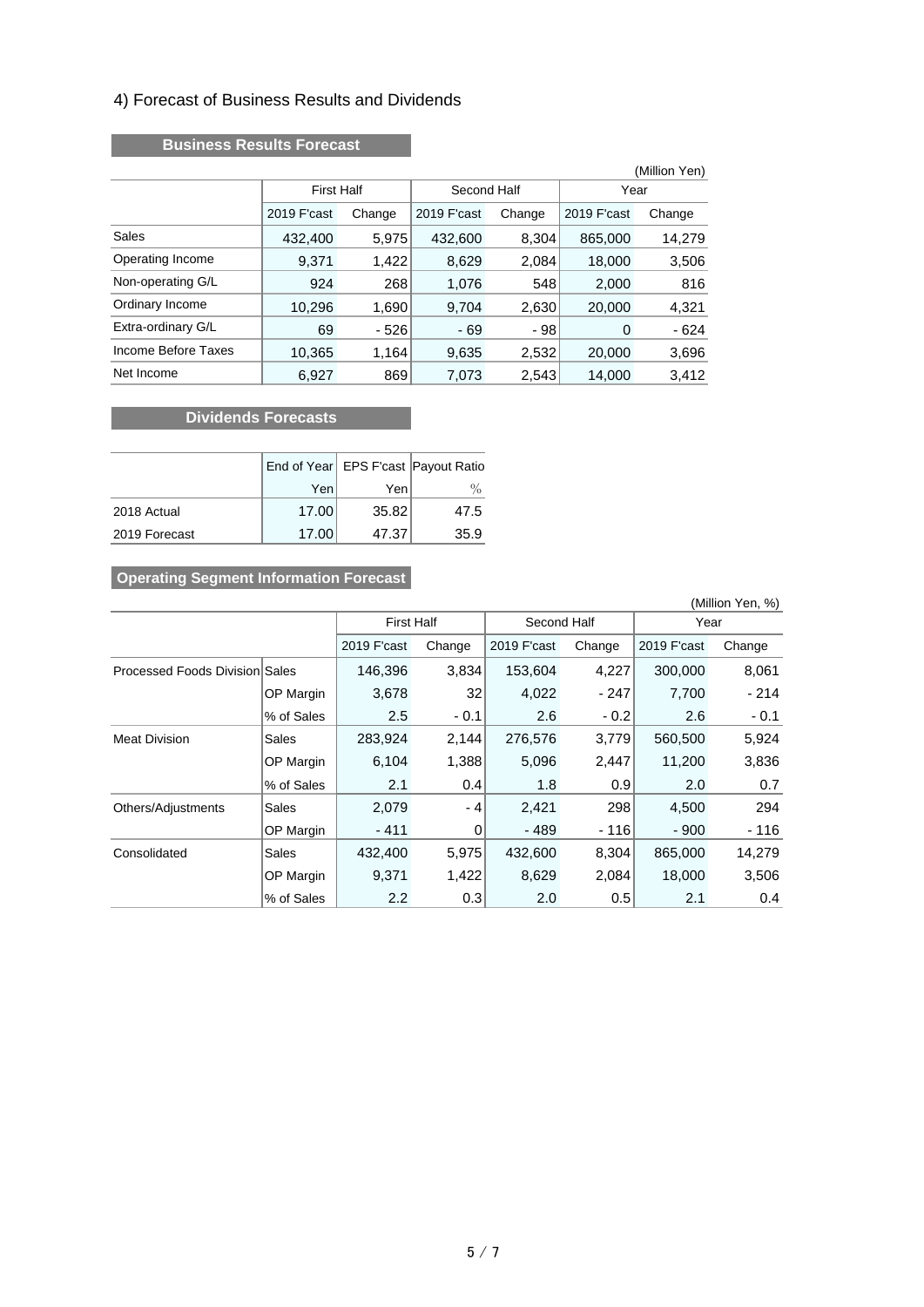## 4) Forecast of Business Results and Dividends

### Business Results Forecast

(Million Yen)

| | First Half | | Second Half | | Year | |
|---|---|---|---|---|---|---|
| | 2019 F'cast | Change | 2019 F'cast | Change | 2019 F'cast | Change |
| Sales | 432,400 | 5,975 | 432,600 | 8,304 | 865,000 | 14,279 |
| Operating Income | 9,371 | 1,422 | 8,629 | 2,084 | 18,000 | 3,506 |
| Non-operating G/L | 924 | 268 | 1,076 | 548 | 2,000 | 816 |
| Ordinary Income | 10,296 | 1,690 | 9,704 | 2,630 | 20,000 | 4,321 |
| Extra-ordinary G/L | 69 | - 526 | - 69 | - 98 | 0 | - 624 |
| Income Before Taxes | 10,365 | 1,164 | 9,635 | 2,532 | 20,000 | 3,696 |
| Net Income | 6,927 | 869 | 7,073 | 2,543 | 14,000 | 3,412 |

### Dividends Forecasts

| | End of Year | EPS F'cast | Payout Ratio |
|---|---|---|---|
| | Yen | Yen | % |
| 2018 Actual | 17.00 | 35.82 | 47.5 |
| 2019 Forecast | 17.00 | 47.37 | 35.9 |

### Operating Segment Information Forecast

(Million Yen, %)

| | | First Half | | Second Half | | Year | |
|---|---|---|---|---|---|---|---|
| | | 2019 F'cast | Change | 2019 F'cast | Change | 2019 F'cast | Change |
| Processed Foods Division | Sales | 146,396 | 3,834 | 153,604 | 4,227 | 300,000 | 8,061 |
| | OP Margin | 3,678 | 32 | 4,022 | - 247 | 7,700 | - 214 |
| | % of Sales | 2.5 | - 0.1 | 2.6 | - 0.2 | 2.6 | - 0.1 |
| Meat Division | Sales | 283,924 | 2,144 | 276,576 | 3,779 | 560,500 | 5,924 |
| | OP Margin | 6,104 | 1,388 | 5,096 | 2,447 | 11,200 | 3,836 |
| | % of Sales | 2.1 | 0.4 | 1.8 | 0.9 | 2.0 | 0.7 |
| Others/Adjustments | Sales | 2,079 | - 4 | 2,421 | 298 | 4,500 | 294 |
| | OP Margin | - 411 | 0 | - 489 | - 116 | - 900 | - 116 |
| Consolidated | Sales | 432,400 | 5,975 | 432,600 | 8,304 | 865,000 | 14,279 |
| | OP Margin | 9,371 | 1,422 | 8,629 | 2,084 | 18,000 | 3,506 |
| | % of Sales | 2.2 | 0.3 | 2.0 | 0.5 | 2.1 | 0.4 |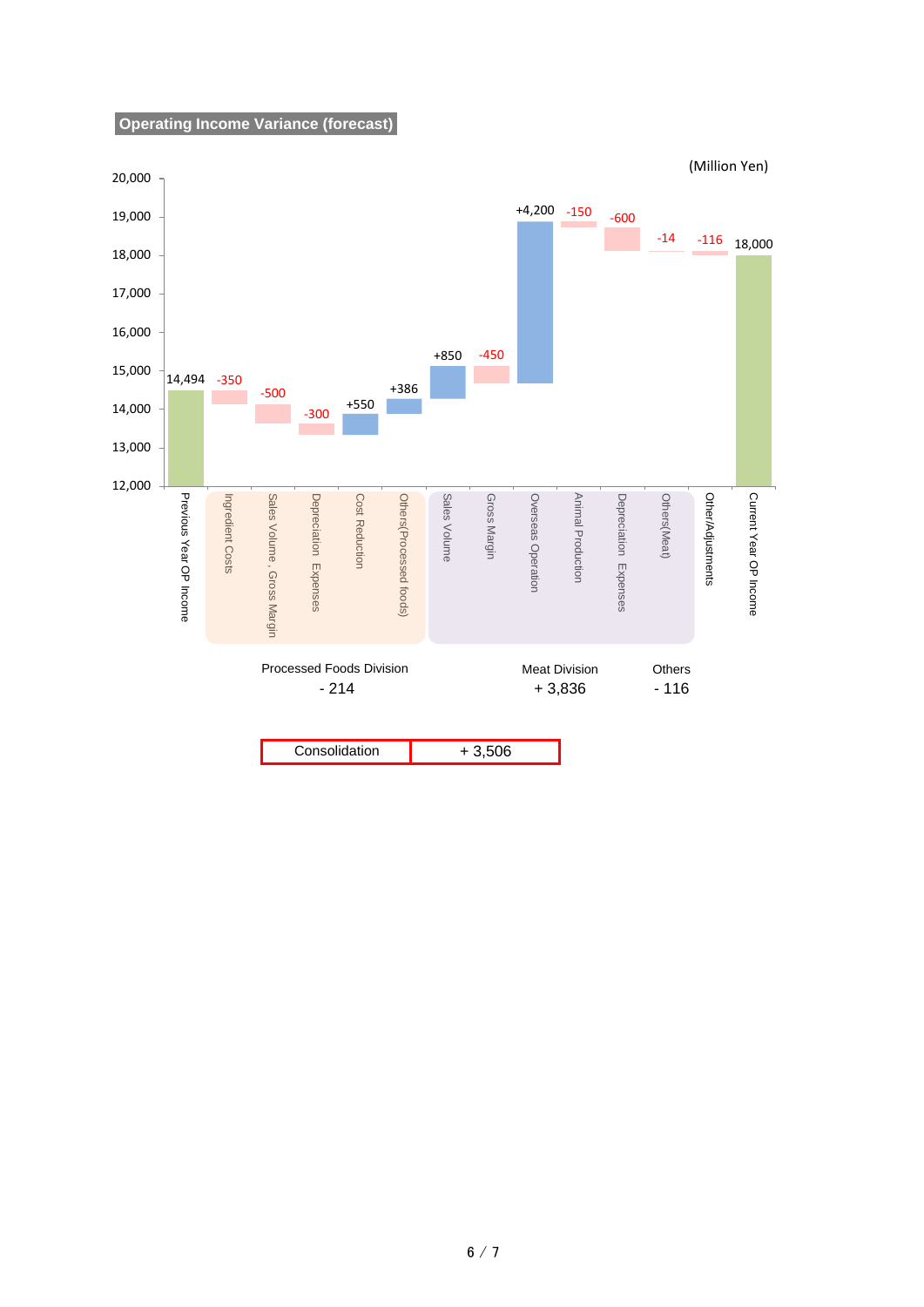**Operating Income Variance (forecast)**

(Million Yen)

| Item | Amount |
|---|---|
| Previous Year OP Income | 14,494 |
| Ingredient Costs | -350 |
| Sales Volume , Gross Margin | -500 |
| Depreciation Expenses | -300 |
| Cost Reduction | +550 |
| Others(Processed foods) | +386 |
| Sales Volume | +850 |
| Gross Margin | -450 |
| Overseas Operation | +4,200 |
| Animal Production | -150 |
| Depreciation Expenses | -600 |
| Others(Meat) | -14 |
| Other/Adjustments | -116 |
| Current Year OP Income | 18,000 |

| Processed Foods Division | Meat Division | Others |
|---|---|---|
| - 214 | + 3,836 | - 116 |

| Consolidation | + 3,506 |
|---|---|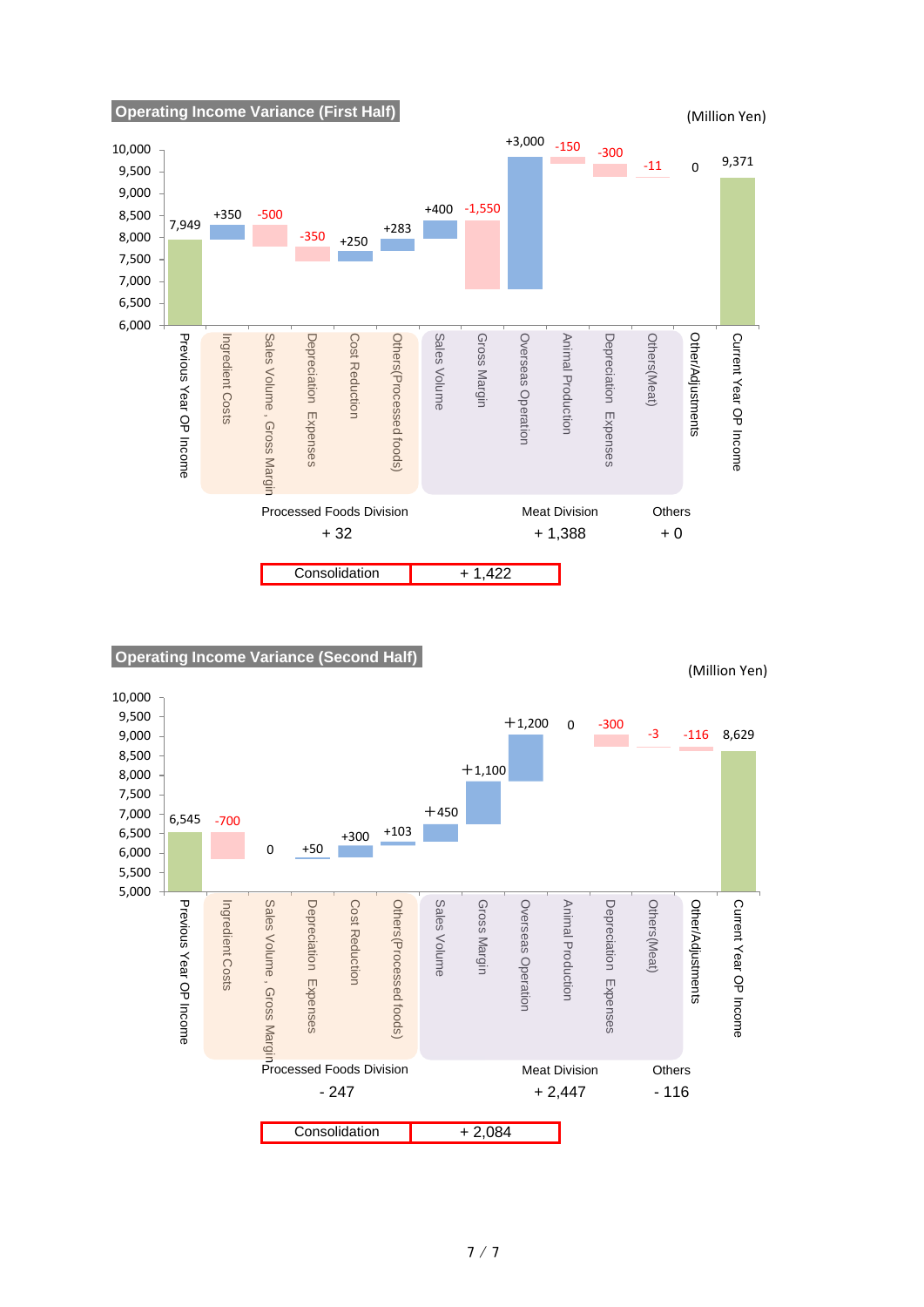## Operating Income Variance (First Half)

(Million Yen)

10,000
9,500
9,000
8,500
8,000
7,500
7,000
6,500
6,000

7,949
+350
-500
-350
+250
+283
+400
-1,550
+3,000
-150
-300
-11
0
9,371

Previous Year OP Income
Ingredient Costs
Sales Volume , Gross Margin
Depreciation Expenses
Cost Reduction
Others(Processed foods)
Sales Volume
Gross Margin
Overseas Operation
Animal Production
Depreciation Expenses
Others(Meat)
Other/Adjustments
Current Year OP Income

Processed Foods Division
+ 32

Meat Division
+ 1,388

Others
+ 0

| Consolidation | + 1,422 |
|---|---|

## Operating Income Variance (Second Half)

(Million Yen)

10,000
9,500
9,000
8,500
8,000
7,500
7,000
6,500
6,000
5,500
5,000

6,545
-700
0
+50
+300
+103
+450
+1,100
+1,200
0
-300
-3
-116
8,629

Previous Year OP Income
Ingredient Costs
Sales Volume , Gross Margin
Depreciation Expenses
Cost Reduction
Others(Processed foods)
Sales Volume
Gross Margin
Overseas Operation
Animal Production
Depreciation Expenses
Others(Meat)
Other/Adjustments
Current Year OP Income

Processed Foods Division
- 247

Meat Division
+ 2,447

Others
- 116

| Consolidation | + 2,084 |
|---|---|